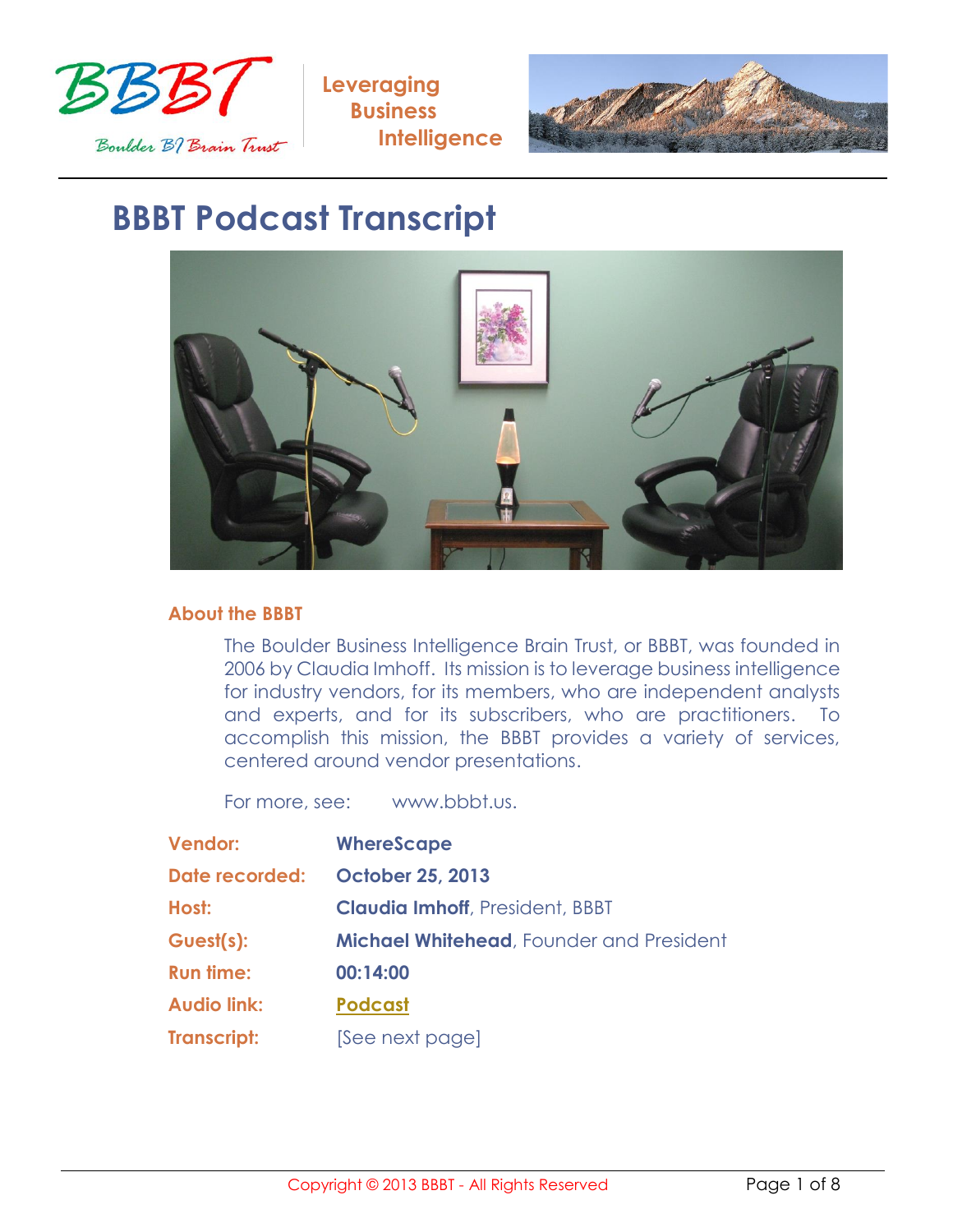BBBT

Boulder BI Brain Trust

Leveraging Business Intelligence

# BBBT Podcast Transcript

## About the BBBT

The Boulder Business Intelligence Brain Trust, or BBBT, was founded in 2006 by Claudia Imhoff. Its mission is to leverage business intelligence for industry vendors, for its members, who are independent analysts and experts, and for its subscribers, who are practitioners. To accomplish this mission, the BBBT provides a variety of services, centered around vendor presentations.

For more, see: www.bbbt.us.

| | |
|---|---|
| **Vendor:** | **WhereScape** |
| **Date recorded:** | **October 25, 2013** |
| **Host:** | **Claudia Imhoff**, President, BBBT |
| **Guest(s):** | **Michael Whitehead**, Founder and President |
| **Run time:** | **00:14:00** |
| **Audio link:** | **Podcast** |
| **Transcript:** | [See next page] |

Copyright © 2013 BBBT - All Rights Reserved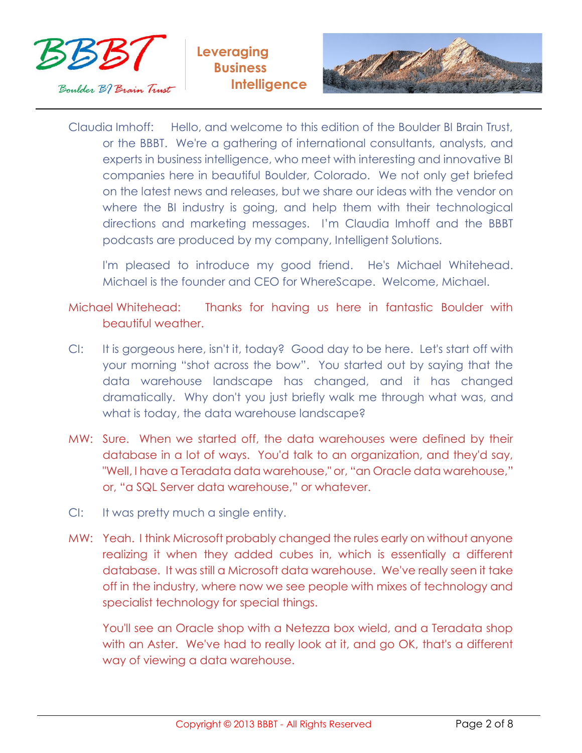Claudia Imhoff: Hello, and welcome to this edition of the Boulder BI Brain Trust, or the BBBT. We're a gathering of international consultants, analysts, and experts in business intelligence, who meet with interesting and innovative BI companies here in beautiful Boulder, Colorado. We not only get briefed on the latest news and releases, but we share our ideas with the vendor on where the BI industry is going, and help them with their technological directions and marketing messages. I'm Claudia Imhoff and the BBBT podcasts are produced by my company, Intelligent Solutions.

I'm pleased to introduce my good friend. He's Michael Whitehead. Michael is the founder and CEO for WhereScape. Welcome, Michael.

Michael Whitehead: Thanks for having us here in fantastic Boulder with beautiful weather.

CI: It is gorgeous here, isn't it, today? Good day to be here. Let's start off with your morning "shot across the bow". You started out by saying that the data warehouse landscape has changed, and it has changed dramatically. Why don't you just briefly walk me through what was, and what is today, the data warehouse landscape?

MW: Sure. When we started off, the data warehouses were defined by their database in a lot of ways. You'd talk to an organization, and they'd say, "Well, I have a Teradata data warehouse," or, "an Oracle data warehouse," or, "a SQL Server data warehouse," or whatever.

CI: It was pretty much a single entity.

MW: Yeah. I think Microsoft probably changed the rules early on without anyone realizing it when they added cubes in, which is essentially a different database. It was still a Microsoft data warehouse. We've really seen it take off in the industry, where now we see people with mixes of technology and specialist technology for special things.

You'll see an Oracle shop with a Netezza box wield, and a Teradata shop with an Aster. We've had to really look at it, and go OK, that's a different way of viewing a data warehouse.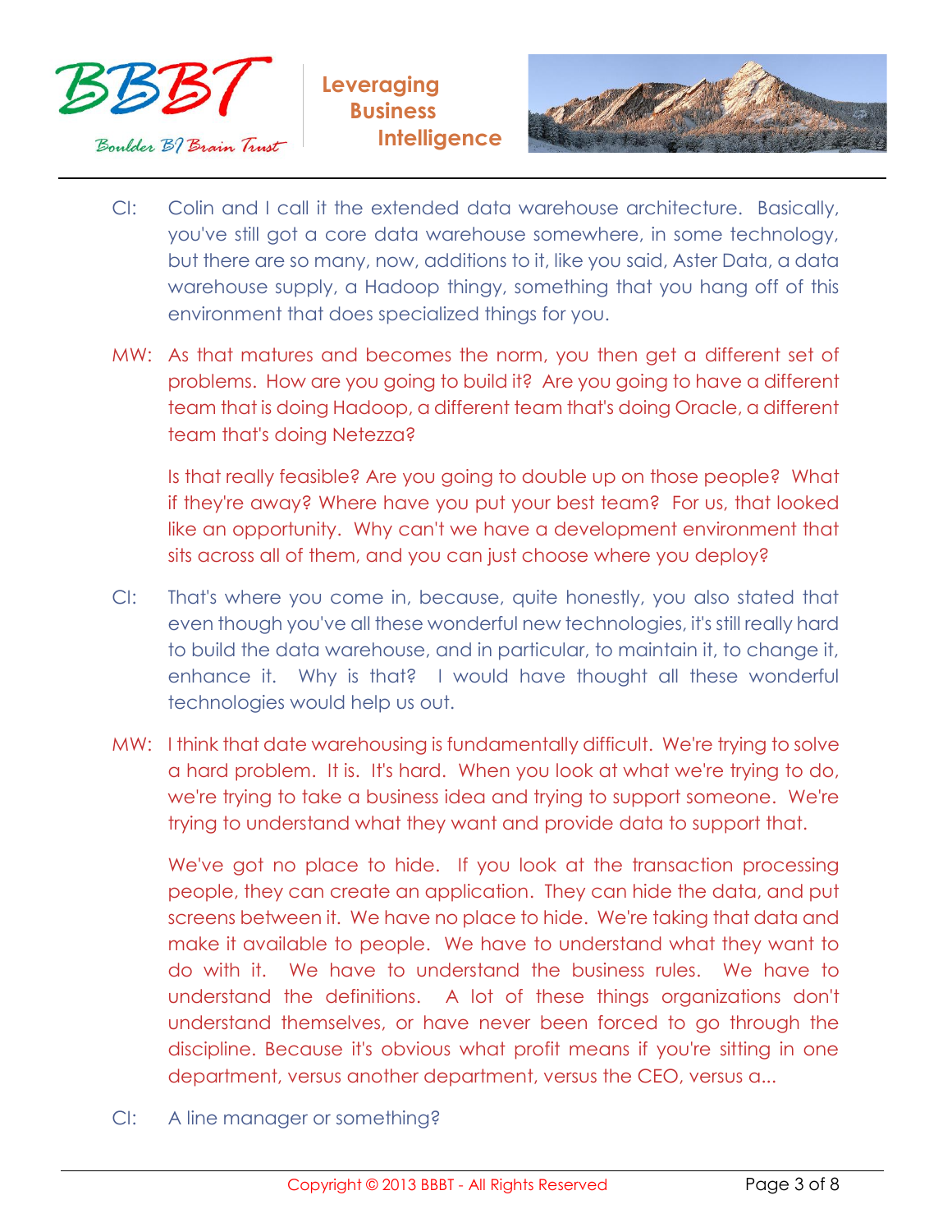CI: Colin and I call it the extended data warehouse architecture. Basically, you've still got a core data warehouse somewhere, in some technology, but there are so many, now, additions to it, like you said, Aster Data, a data warehouse supply, a Hadoop thingy, something that you hang off of this environment that does specialized things for you.

MW: As that matures and becomes the norm, you then get a different set of problems. How are you going to build it? Are you going to have a different team that is doing Hadoop, a different team that's doing Oracle, a different team that's doing Netezza?

Is that really feasible? Are you going to double up on those people? What if they're away? Where have you put your best team? For us, that looked like an opportunity. Why can't we have a development environment that sits across all of them, and you can just choose where you deploy?

CI: That's where you come in, because, quite honestly, you also stated that even though you've all these wonderful new technologies, it's still really hard to build the data warehouse, and in particular, to maintain it, to change it, enhance it. Why is that? I would have thought all these wonderful technologies would help us out.

MW: I think that date warehousing is fundamentally difficult. We're trying to solve a hard problem. It is. It's hard. When you look at what we're trying to do, we're trying to take a business idea and trying to support someone. We're trying to understand what they want and provide data to support that.

We've got no place to hide. If you look at the transaction processing people, they can create an application. They can hide the data, and put screens between it. We have no place to hide. We're taking that data and make it available to people. We have to understand what they want to do with it. We have to understand the business rules. We have to understand the definitions. A lot of these things organizations don't understand themselves, or have never been forced to go through the discipline. Because it's obvious what profit means if you're sitting in one department, versus another department, versus the CEO, versus a...

CI: A line manager or something?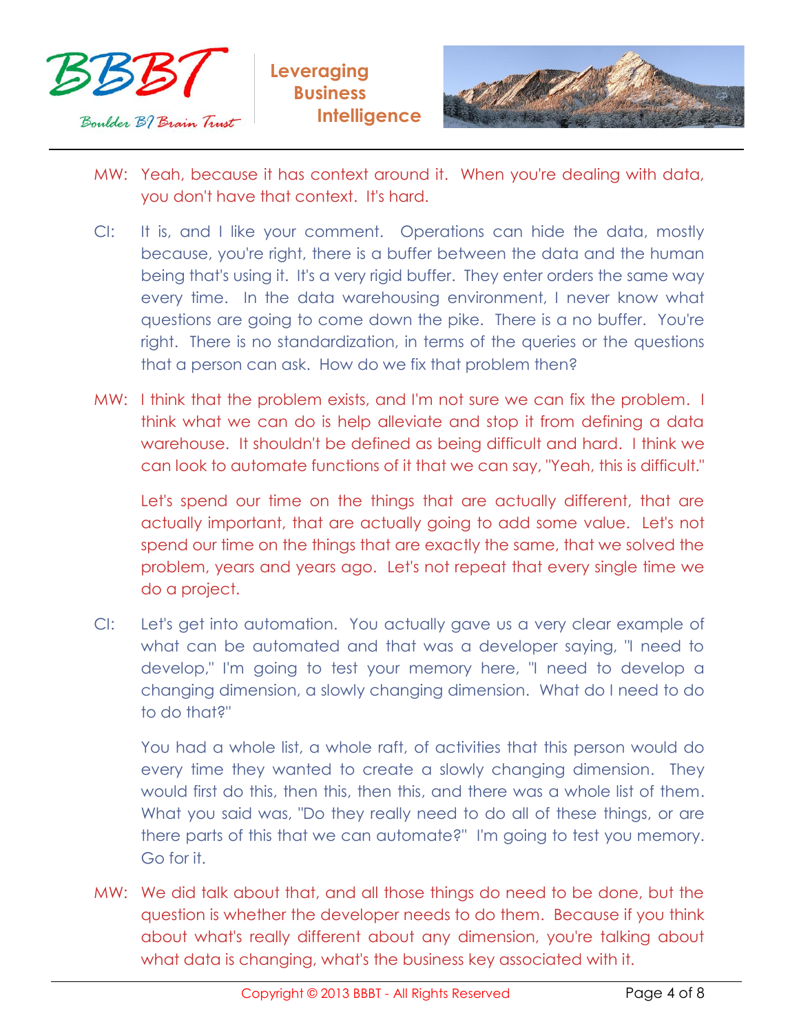MW: Yeah, because it has context around it. When you're dealing with data, you don't have that context. It's hard.

CI: It is, and I like your comment. Operations can hide the data, mostly because, you're right, there is a buffer between the data and the human being that's using it. It's a very rigid buffer. They enter orders the same way every time. In the data warehousing environment, I never know what questions are going to come down the pike. There is a no buffer. You're right. There is no standardization, in terms of the queries or the questions that a person can ask. How do we fix that problem then?

MW: I think that the problem exists, and I'm not sure we can fix the problem. I think what we can do is help alleviate and stop it from defining a data warehouse. It shouldn't be defined as being difficult and hard. I think we can look to automate functions of it that we can say, "Yeah, this is difficult."

Let's spend our time on the things that are actually different, that are actually important, that are actually going to add some value. Let's not spend our time on the things that are exactly the same, that we solved the problem, years and years ago. Let's not repeat that every single time we do a project.

CI: Let's get into automation. You actually gave us a very clear example of what can be automated and that was a developer saying, "I need to develop," I'm going to test your memory here, "I need to develop a changing dimension, a slowly changing dimension. What do I need to do to do that?"

You had a whole list, a whole raft, of activities that this person would do every time they wanted to create a slowly changing dimension. They would first do this, then this, then this, and there was a whole list of them. What you said was, "Do they really need to do all of these things, or are there parts of this that we can automate?" I'm going to test you memory. Go for it.

MW: We did talk about that, and all those things do need to be done, but the question is whether the developer needs to do them. Because if you think about what's really different about any dimension, you're talking about what data is changing, what's the business key associated with it.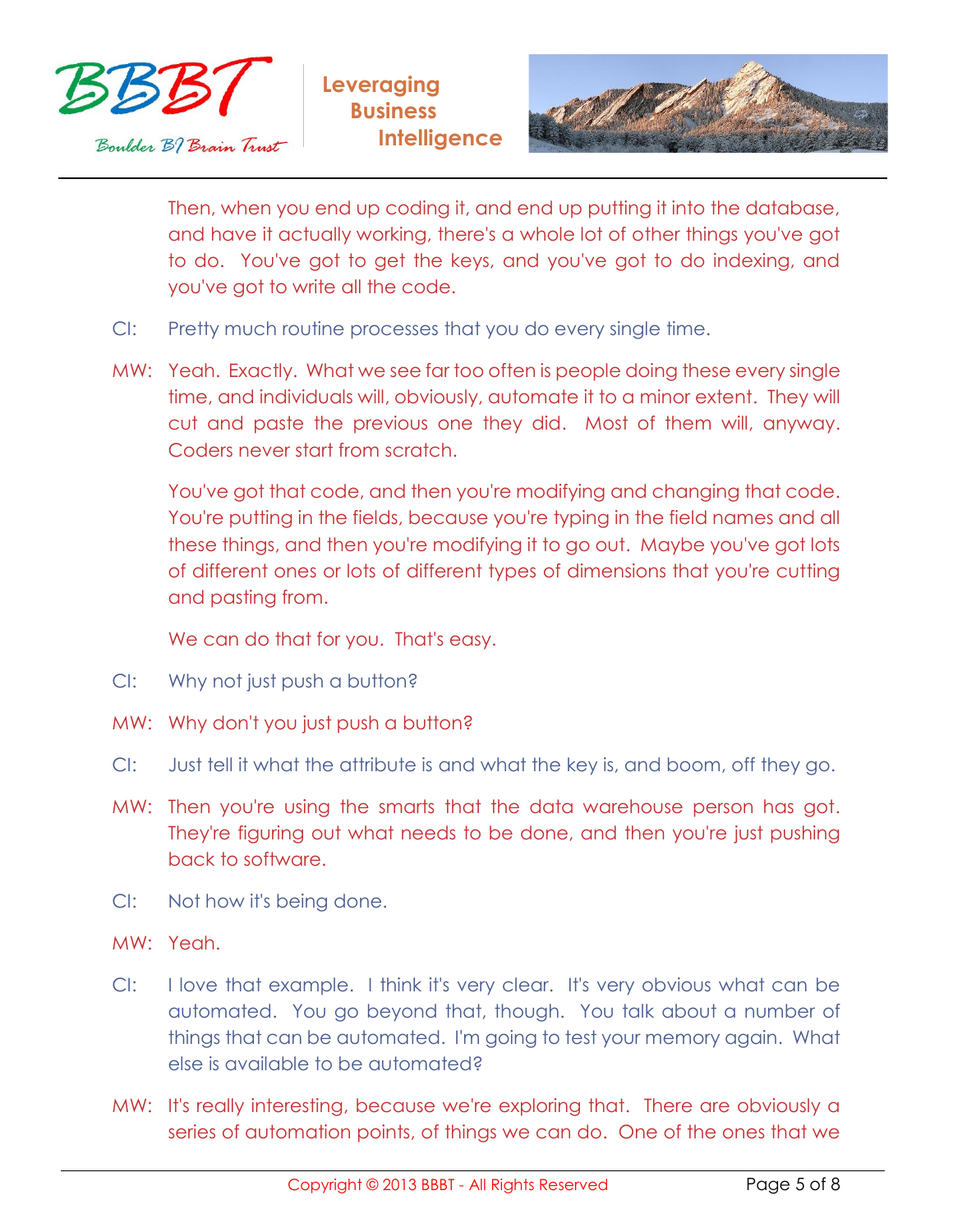Then, when you end up coding it, and end up putting it into the database, and have it actually working, there's a whole lot of other things you've got to do. You've got to get the keys, and you've got to do indexing, and you've got to write all the code.

CI: Pretty much routine processes that you do every single time.

MW: Yeah. Exactly. What we see far too often is people doing these every single time, and individuals will, obviously, automate it to a minor extent. They will cut and paste the previous one they did. Most of them will, anyway. Coders never start from scratch.

You've got that code, and then you're modifying and changing that code. You're putting in the fields, because you're typing in the field names and all these things, and then you're modifying it to go out. Maybe you've got lots of different ones or lots of different types of dimensions that you're cutting and pasting from.

We can do that for you. That's easy.

CI: Why not just push a button?

MW: Why don't you just push a button?

CI: Just tell it what the attribute is and what the key is, and boom, off they go.

MW: Then you're using the smarts that the data warehouse person has got. They're figuring out what needs to be done, and then you're just pushing back to software.

CI: Not how it's being done.

MW: Yeah.

CI: I love that example. I think it's very clear. It's very obvious what can be automated. You go beyond that, though. You talk about a number of things that can be automated. I'm going to test your memory again. What else is available to be automated?

MW: It's really interesting, because we're exploring that. There are obviously a series of automation points, of things we can do. One of the ones that we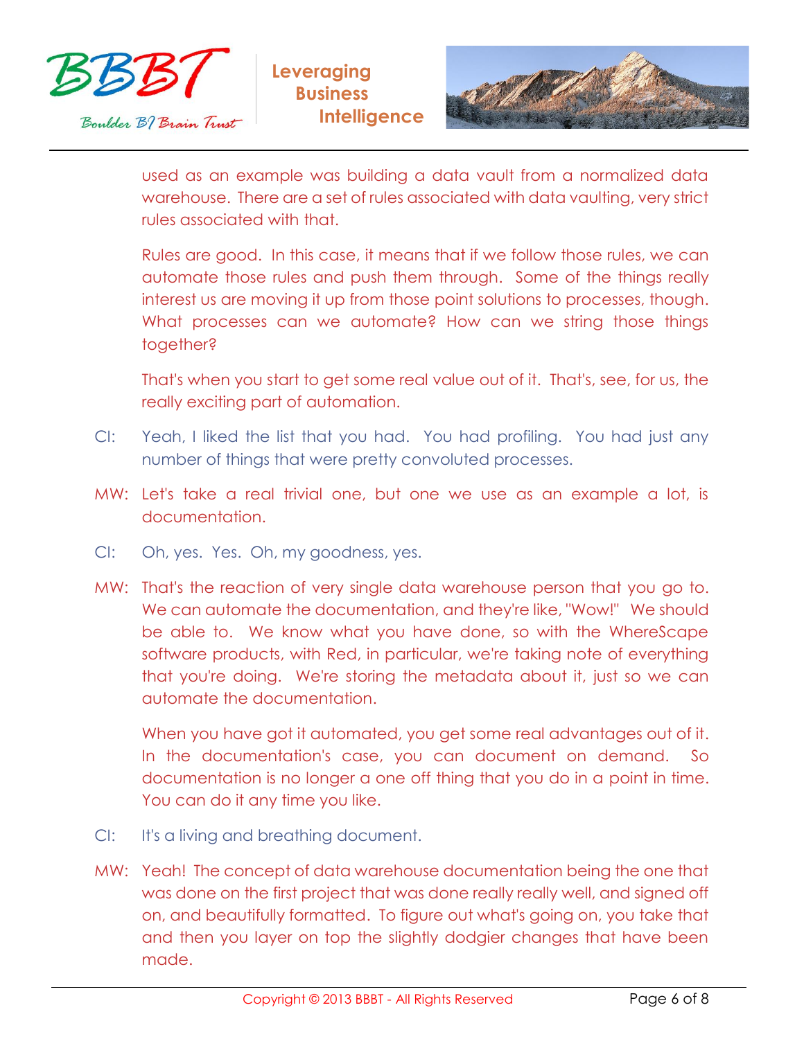used as an example was building a data vault from a normalized data warehouse. There are a set of rules associated with data vaulting, very strict rules associated with that.

Rules are good. In this case, it means that if we follow those rules, we can automate those rules and push them through. Some of the things really interest us are moving it up from those point solutions to processes, though. What processes can we automate? How can we string those things together?

That's when you start to get some real value out of it. That's, see, for us, the really exciting part of automation.

CI: Yeah, I liked the list that you had. You had profiling. You had just any number of things that were pretty convoluted processes.

MW: Let's take a real trivial one, but one we use as an example a lot, is documentation.

CI: Oh, yes. Yes. Oh, my goodness, yes.

MW: That's the reaction of very single data warehouse person that you go to. We can automate the documentation, and they're like, "Wow!" We should be able to. We know what you have done, so with the WhereScape software products, with Red, in particular, we're taking note of everything that you're doing. We're storing the metadata about it, just so we can automate the documentation.

When you have got it automated, you get some real advantages out of it. In the documentation's case, you can document on demand. So documentation is no longer a one off thing that you do in a point in time. You can do it any time you like.

CI: It's a living and breathing document.

MW: Yeah! The concept of data warehouse documentation being the one that was done on the first project that was done really really well, and signed off on, and beautifully formatted. To figure out what's going on, you take that and then you layer on top the slightly dodgier changes that have been made.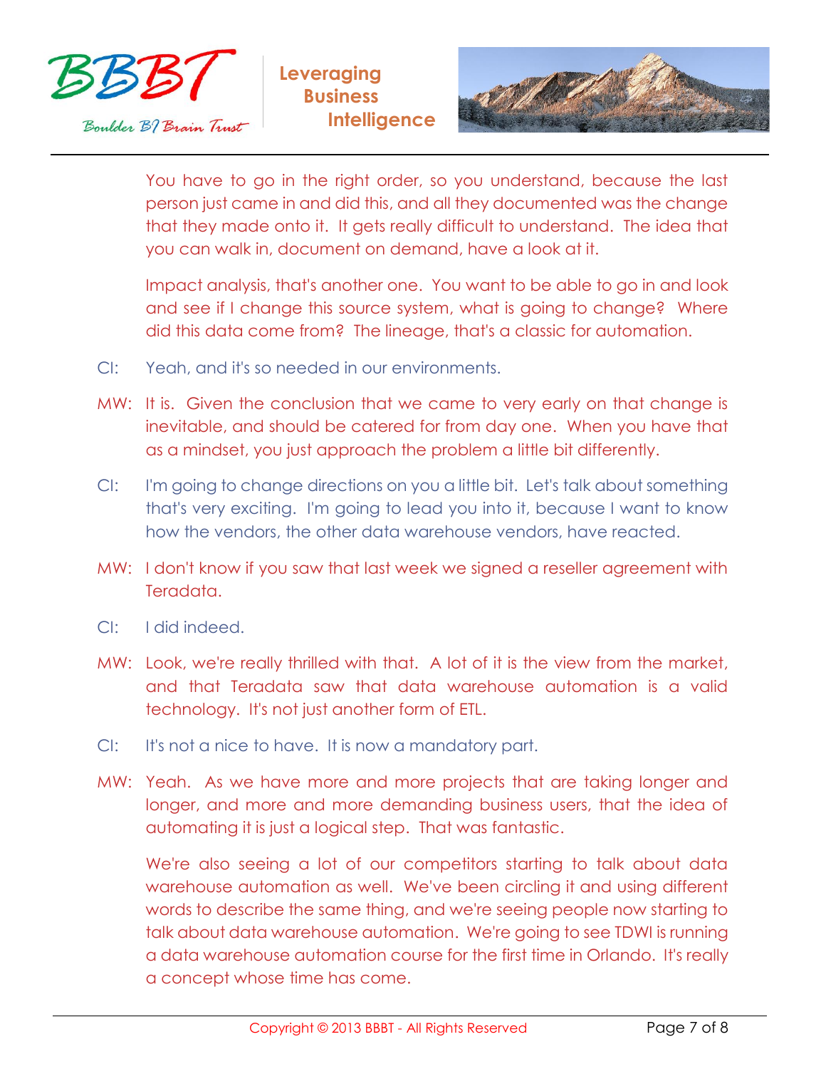You have to go in the right order, so you understand, because the last person just came in and did this, and all they documented was the change that they made onto it. It gets really difficult to understand. The idea that you can walk in, document on demand, have a look at it.

Impact analysis, that's another one. You want to be able to go in and look and see if I change this source system, what is going to change? Where did this data come from? The lineage, that's a classic for automation.

CI: Yeah, and it's so needed in our environments.

MW: It is. Given the conclusion that we came to very early on that change is inevitable, and should be catered for from day one. When you have that as a mindset, you just approach the problem a little bit differently.

CI: I'm going to change directions on you a little bit. Let's talk about something that's very exciting. I'm going to lead you into it, because I want to know how the vendors, the other data warehouse vendors, have reacted.

MW: I don't know if you saw that last week we signed a reseller agreement with Teradata.

CI: I did indeed.

MW: Look, we're really thrilled with that. A lot of it is the view from the market, and that Teradata saw that data warehouse automation is a valid technology. It's not just another form of ETL.

CI: It's not a nice to have. It is now a mandatory part.

MW: Yeah. As we have more and more projects that are taking longer and longer, and more and more demanding business users, that the idea of automating it is just a logical step. That was fantastic.

We're also seeing a lot of our competitors starting to talk about data warehouse automation as well. We've been circling it and using different words to describe the same thing, and we're seeing people now starting to talk about data warehouse automation. We're going to see TDWI is running a data warehouse automation course for the first time in Orlando. It's really a concept whose time has come.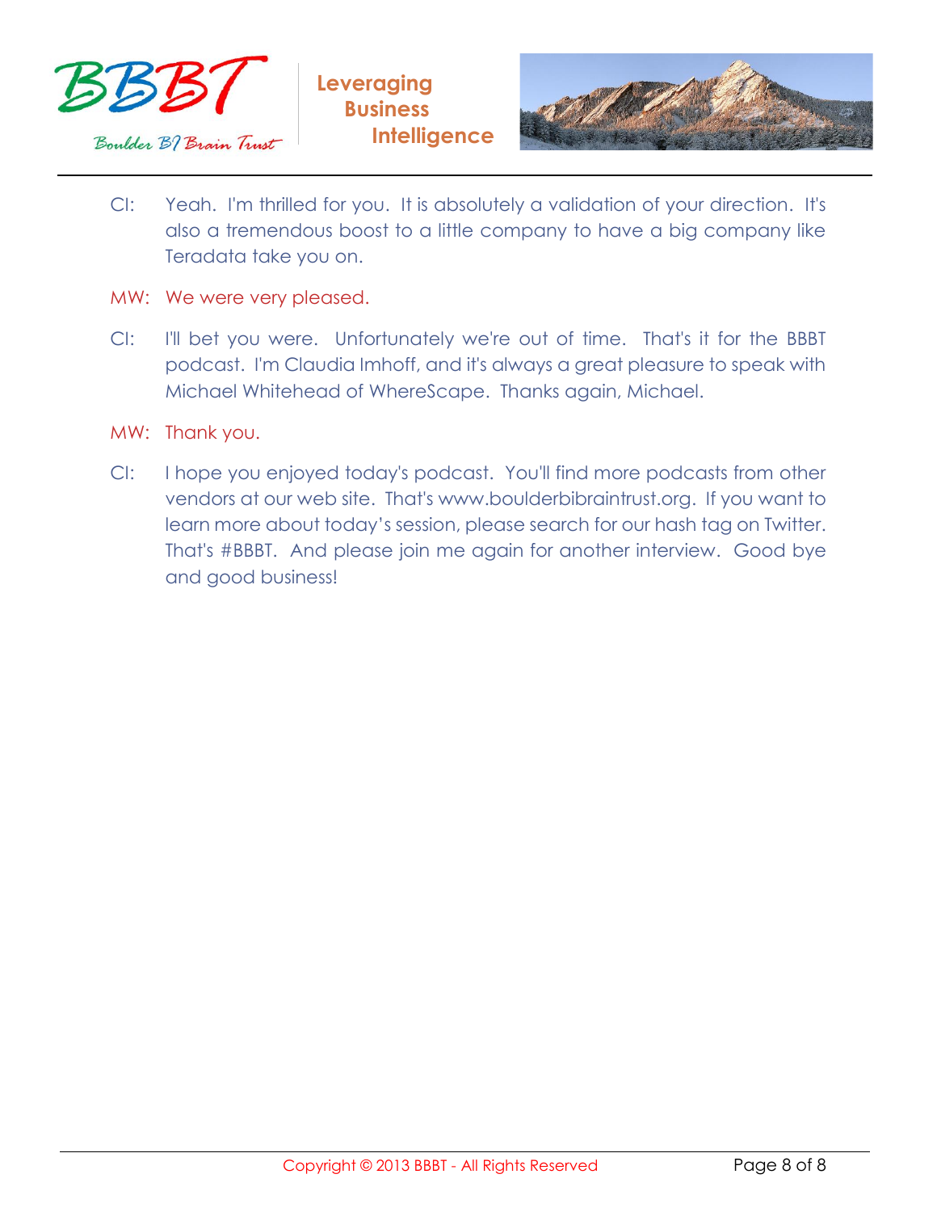CI: Yeah. I'm thrilled for you. It is absolutely a validation of your direction. It's also a tremendous boost to a little company to have a big company like Teradata take you on.

MW: We were very pleased.

CI: I'll bet you were. Unfortunately we're out of time. That's it for the BBBT podcast. I'm Claudia Imhoff, and it's always a great pleasure to speak with Michael Whitehead of WhereScape. Thanks again, Michael.

MW: Thank you.

CI: I hope you enjoyed today's podcast. You'll find more podcasts from other vendors at our web site. That's www.boulderbibraintrust.org. If you want to learn more about today's session, please search for our hash tag on Twitter. That's #BBBT. And please join me again for another interview. Good bye and good business!